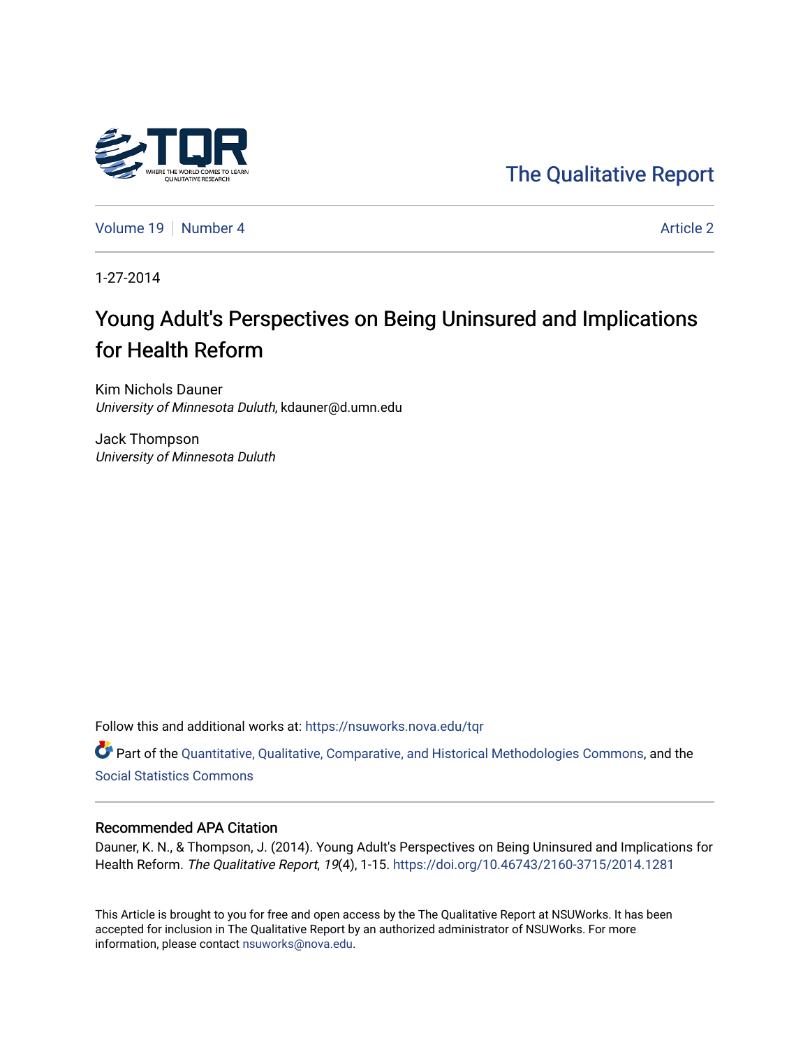The Qualitative Report

Volume 19 | Number 4 | Article 2

1-27-2014

# Young Adult's Perspectives on Being Uninsured and Implications for Health Reform

Kim Nichols Dauner
*University of Minnesota Duluth*, kdauner@d.umn.edu

Jack Thompson
*University of Minnesota Duluth*

Follow this and additional works at: https://nsuworks.nova.edu/tqr

Part of the Quantitative, Qualitative, Comparative, and Historical Methodologies Commons, and the Social Statistics Commons

## Recommended APA Citation

Dauner, K. N., & Thompson, J. (2014). Young Adult's Perspectives on Being Uninsured and Implications for Health Reform. *The Qualitative Report*, *19*(4), 1-15. https://doi.org/10.46743/2160-3715/2014.1281

This Article is brought to you for free and open access by the The Qualitative Report at NSUWorks. It has been accepted for inclusion in The Qualitative Report by an authorized administrator of NSUWorks. For more information, please contact nsuworks@nova.edu.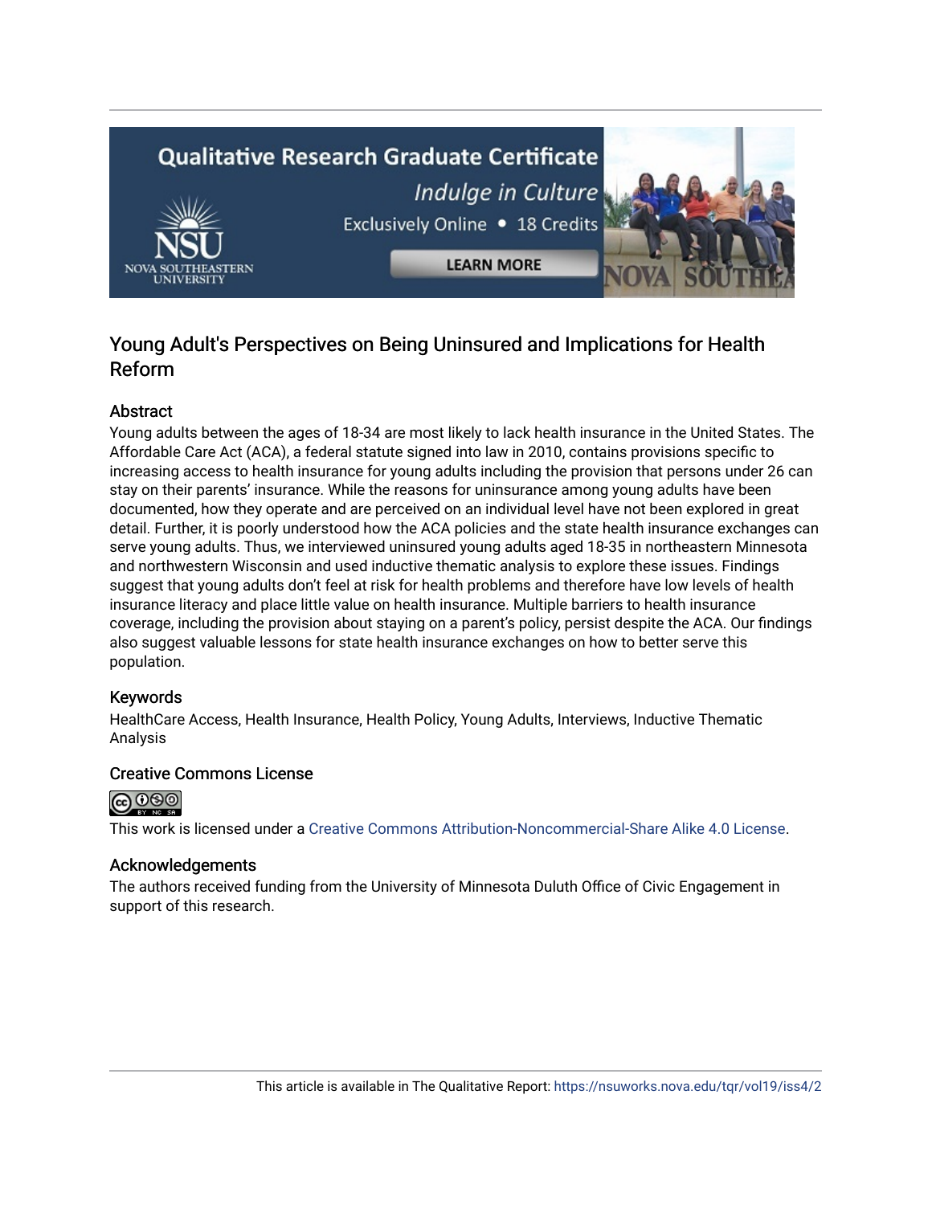# Young Adult's Perspectives on Being Uninsured and Implications for Health Reform

## Abstract

Young adults between the ages of 18-34 are most likely to lack health insurance in the United States. The Affordable Care Act (ACA), a federal statute signed into law in 2010, contains provisions specific to increasing access to health insurance for young adults including the provision that persons under 26 can stay on their parents' insurance. While the reasons for uninsurance among young adults have been documented, how they operate and are perceived on an individual level have not been explored in great detail. Further, it is poorly understood how the ACA policies and the state health insurance exchanges can serve young adults. Thus, we interviewed uninsured young adults aged 18-35 in northeastern Minnesota and northwestern Wisconsin and used inductive thematic analysis to explore these issues. Findings suggest that young adults don't feel at risk for health problems and therefore have low levels of health insurance literacy and place little value on health insurance. Multiple barriers to health insurance coverage, including the provision about staying on a parent's policy, persist despite the ACA. Our findings also suggest valuable lessons for state health insurance exchanges on how to better serve this population.

## Keywords

HealthCare Access, Health Insurance, Health Policy, Young Adults, Interviews, Inductive Thematic Analysis

## Creative Commons License

This work is licensed under a Creative Commons Attribution-Noncommercial-Share Alike 4.0 License.

## Acknowledgements

The authors received funding from the University of Minnesota Duluth Office of Civic Engagement in support of this research.

This article is available in The Qualitative Report: https://nsuworks.nova.edu/tqr/vol19/iss4/2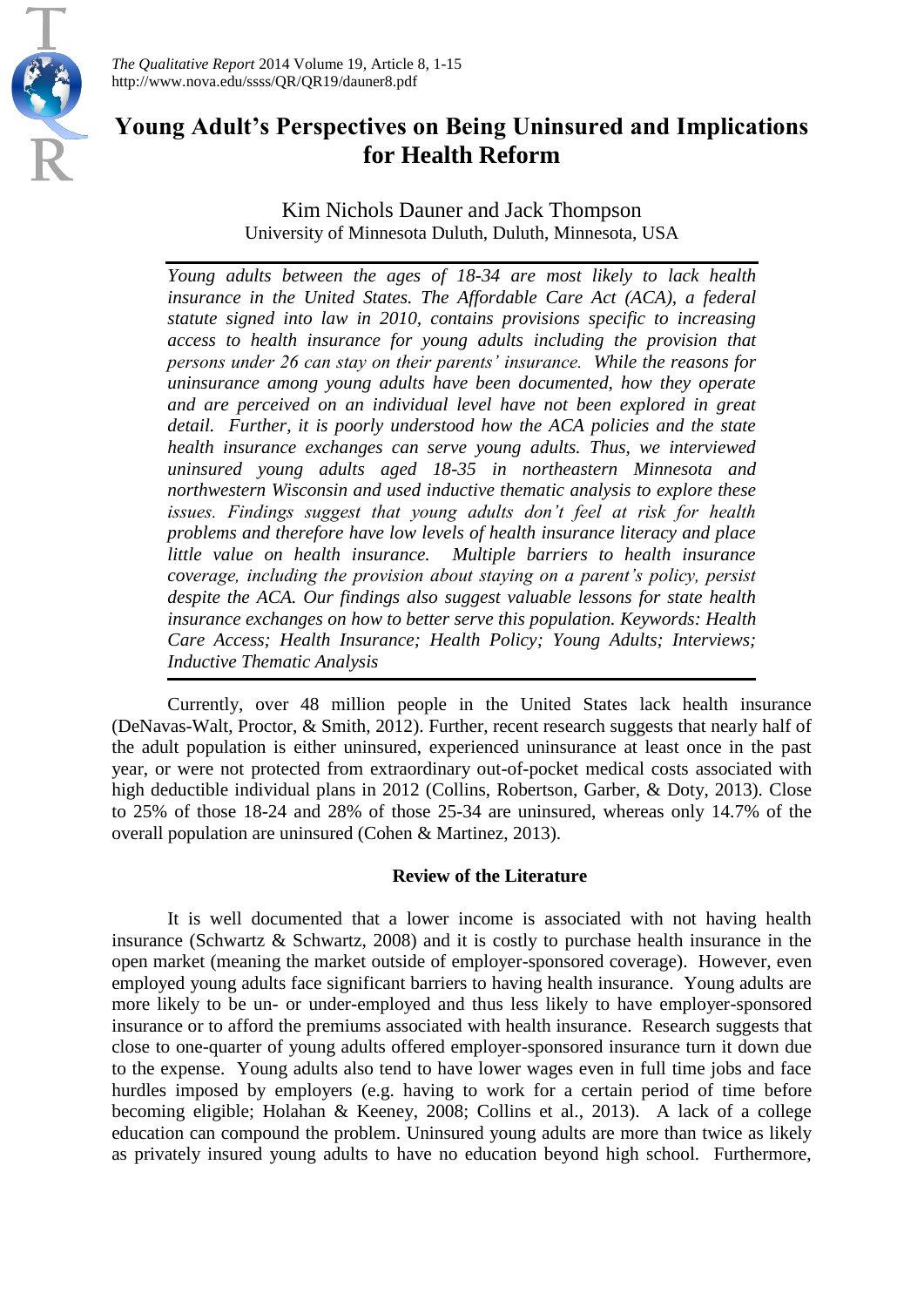# Young Adult's Perspectives on Being Uninsured and Implications for Health Reform

Kim Nichols Dauner and Jack Thompson
University of Minnesota Duluth, Duluth, Minnesota, USA

*Young adults between the ages of 18-34 are most likely to lack health insurance in the United States. The Affordable Care Act (ACA), a federal statute signed into law in 2010, contains provisions specific to increasing access to health insurance for young adults including the provision that persons under 26 can stay on their parents' insurance. While the reasons for uninsurance among young adults have been documented, how they operate and are perceived on an individual level have not been explored in great detail. Further, it is poorly understood how the ACA policies and the state health insurance exchanges can serve young adults. Thus, we interviewed uninsured young adults aged 18-35 in northeastern Minnesota and northwestern Wisconsin and used inductive thematic analysis to explore these issues. Findings suggest that young adults don't feel at risk for health problems and therefore have low levels of health insurance literacy and place little value on health insurance. Multiple barriers to health insurance coverage, including the provision about staying on a parent's policy, persist despite the ACA. Our findings also suggest valuable lessons for state health insurance exchanges on how to better serve this population. Keywords: Health Care Access; Health Insurance; Health Policy; Young Adults; Interviews; Inductive Thematic Analysis*

Currently, over 48 million people in the United States lack health insurance (DeNavas-Walt, Proctor, & Smith, 2012). Further, recent research suggests that nearly half of the adult population is either uninsured, experienced uninsurance at least once in the past year, or were not protected from extraordinary out-of-pocket medical costs associated with high deductible individual plans in 2012 (Collins, Robertson, Garber, & Doty, 2013). Close to 25% of those 18-24 and 28% of those 25-34 are uninsured, whereas only 14.7% of the overall population are uninsured (Cohen & Martinez, 2013).

## Review of the Literature

It is well documented that a lower income is associated with not having health insurance (Schwartz & Schwartz, 2008) and it is costly to purchase health insurance in the open market (meaning the market outside of employer-sponsored coverage). However, even employed young adults face significant barriers to having health insurance. Young adults are more likely to be un- or under-employed and thus less likely to have employer-sponsored insurance or to afford the premiums associated with health insurance. Research suggests that close to one-quarter of young adults offered employer-sponsored insurance turn it down due to the expense. Young adults also tend to have lower wages even in full time jobs and face hurdles imposed by employers (e.g. having to work for a certain period of time before becoming eligible; Holahan & Keeney, 2008; Collins et al., 2013). A lack of a college education can compound the problem. Uninsured young adults are more than twice as likely as privately insured young adults to have no education beyond high school. Furthermore,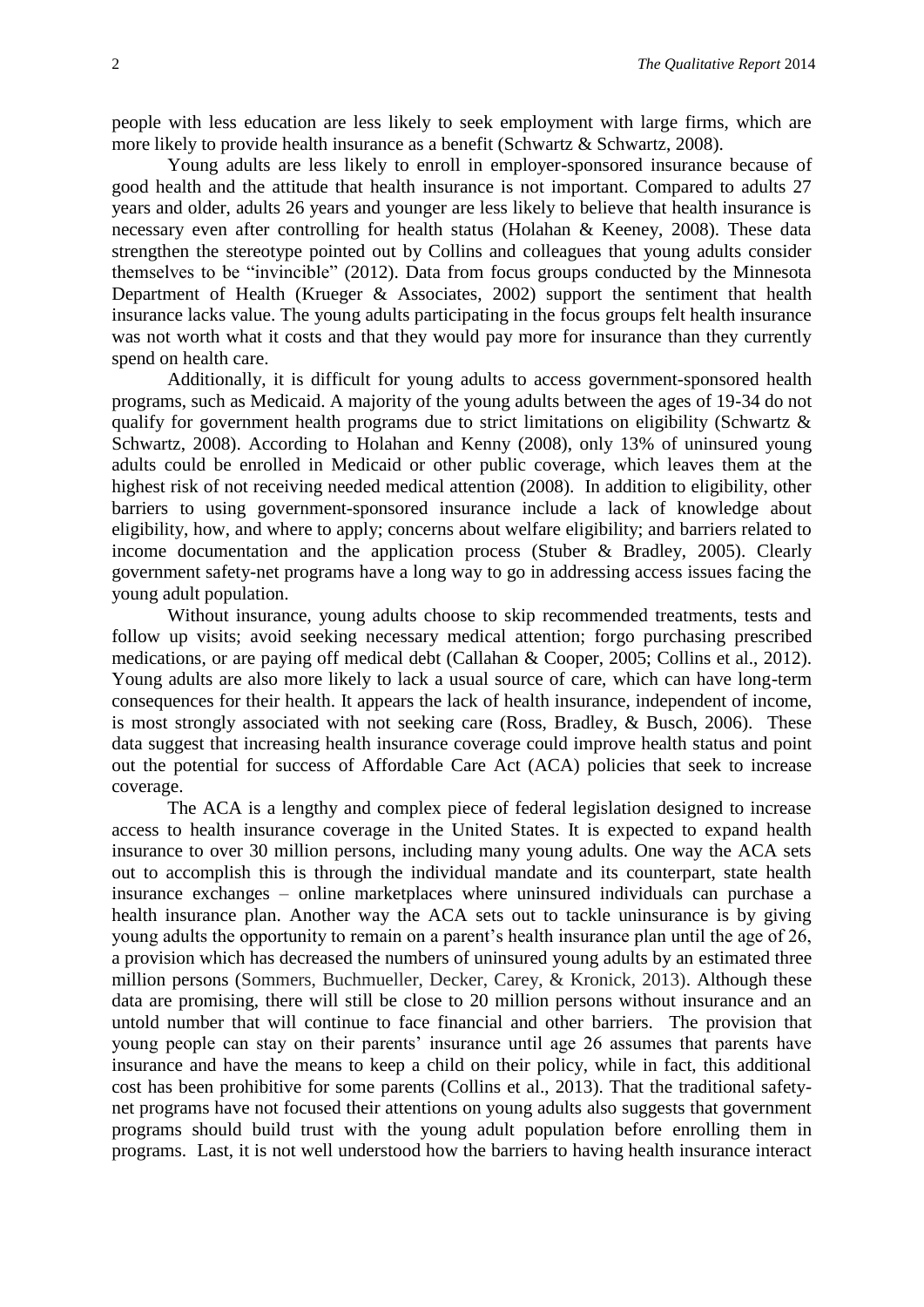people with less education are less likely to seek employment with large firms, which are more likely to provide health insurance as a benefit (Schwartz & Schwartz, 2008).

Young adults are less likely to enroll in employer-sponsored insurance because of good health and the attitude that health insurance is not important. Compared to adults 27 years and older, adults 26 years and younger are less likely to believe that health insurance is necessary even after controlling for health status (Holahan & Keeney, 2008). These data strengthen the stereotype pointed out by Collins and colleagues that young adults consider themselves to be "invincible" (2012). Data from focus groups conducted by the Minnesota Department of Health (Krueger & Associates, 2002) support the sentiment that health insurance lacks value. The young adults participating in the focus groups felt health insurance was not worth what it costs and that they would pay more for insurance than they currently spend on health care.

Additionally, it is difficult for young adults to access government-sponsored health programs, such as Medicaid. A majority of the young adults between the ages of 19-34 do not qualify for government health programs due to strict limitations on eligibility (Schwartz & Schwartz, 2008). According to Holahan and Kenny (2008), only 13% of uninsured young adults could be enrolled in Medicaid or other public coverage, which leaves them at the highest risk of not receiving needed medical attention (2008). In addition to eligibility, other barriers to using government-sponsored insurance include a lack of knowledge about eligibility, how, and where to apply; concerns about welfare eligibility; and barriers related to income documentation and the application process (Stuber & Bradley, 2005). Clearly government safety-net programs have a long way to go in addressing access issues facing the young adult population.

Without insurance, young adults choose to skip recommended treatments, tests and follow up visits; avoid seeking necessary medical attention; forgo purchasing prescribed medications, or are paying off medical debt (Callahan & Cooper, 2005; Collins et al., 2012). Young adults are also more likely to lack a usual source of care, which can have long-term consequences for their health. It appears the lack of health insurance, independent of income, is most strongly associated with not seeking care (Ross, Bradley, & Busch, 2006). These data suggest that increasing health insurance coverage could improve health status and point out the potential for success of Affordable Care Act (ACA) policies that seek to increase coverage.

The ACA is a lengthy and complex piece of federal legislation designed to increase access to health insurance coverage in the United States. It is expected to expand health insurance to over 30 million persons, including many young adults. One way the ACA sets out to accomplish this is through the individual mandate and its counterpart, state health insurance exchanges – online marketplaces where uninsured individuals can purchase a health insurance plan. Another way the ACA sets out to tackle uninsurance is by giving young adults the opportunity to remain on a parent's health insurance plan until the age of 26, a provision which has decreased the numbers of uninsured young adults by an estimated three million persons (Sommers, Buchmueller, Decker, Carey, & Kronick, 2013). Although these data are promising, there will still be close to 20 million persons without insurance and an untold number that will continue to face financial and other barriers. The provision that young people can stay on their parents' insurance until age 26 assumes that parents have insurance and have the means to keep a child on their policy, while in fact, this additional cost has been prohibitive for some parents (Collins et al., 2013). That the traditional safety-net programs have not focused their attentions on young adults also suggests that government programs should build trust with the young adult population before enrolling them in programs. Last, it is not well understood how the barriers to having health insurance interact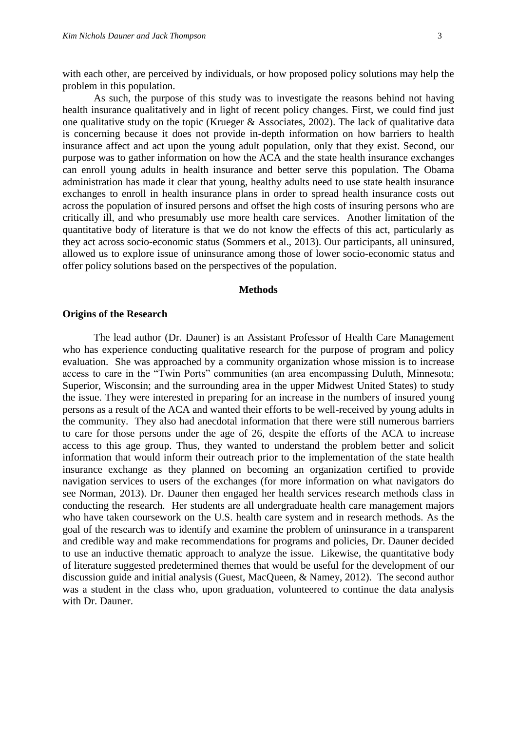with each other, are perceived by individuals, or how proposed policy solutions may help the problem in this population.

As such, the purpose of this study was to investigate the reasons behind not having health insurance qualitatively and in light of recent policy changes. First, we could find just one qualitative study on the topic (Krueger & Associates, 2002). The lack of qualitative data is concerning because it does not provide in-depth information on how barriers to health insurance affect and act upon the young adult population, only that they exist. Second, our purpose was to gather information on how the ACA and the state health insurance exchanges can enroll young adults in health insurance and better serve this population. The Obama administration has made it clear that young, healthy adults need to use state health insurance exchanges to enroll in health insurance plans in order to spread health insurance costs out across the population of insured persons and offset the high costs of insuring persons who are critically ill, and who presumably use more health care services. Another limitation of the quantitative body of literature is that we do not know the effects of this act, particularly as they act across socio-economic status (Sommers et al., 2013). Our participants, all uninsured, allowed us to explore issue of uninsurance among those of lower socio-economic status and offer policy solutions based on the perspectives of the population.

## Methods

### Origins of the Research

The lead author (Dr. Dauner) is an Assistant Professor of Health Care Management who has experience conducting qualitative research for the purpose of program and policy evaluation. She was approached by a community organization whose mission is to increase access to care in the "Twin Ports" communities (an area encompassing Duluth, Minnesota; Superior, Wisconsin; and the surrounding area in the upper Midwest United States) to study the issue. They were interested in preparing for an increase in the numbers of insured young persons as a result of the ACA and wanted their efforts to be well-received by young adults in the community. They also had anecdotal information that there were still numerous barriers to care for those persons under the age of 26, despite the efforts of the ACA to increase access to this age group. Thus, they wanted to understand the problem better and solicit information that would inform their outreach prior to the implementation of the state health insurance exchange as they planned on becoming an organization certified to provide navigation services to users of the exchanges (for more information on what navigators do see Norman, 2013). Dr. Dauner then engaged her health services research methods class in conducting the research. Her students are all undergraduate health care management majors who have taken coursework on the U.S. health care system and in research methods. As the goal of the research was to identify and examine the problem of uninsurance in a transparent and credible way and make recommendations for programs and policies, Dr. Dauner decided to use an inductive thematic approach to analyze the issue. Likewise, the quantitative body of literature suggested predetermined themes that would be useful for the development of our discussion guide and initial analysis (Guest, MacQueen, & Namey, 2012). The second author was a student in the class who, upon graduation, volunteered to continue the data analysis with Dr. Dauner.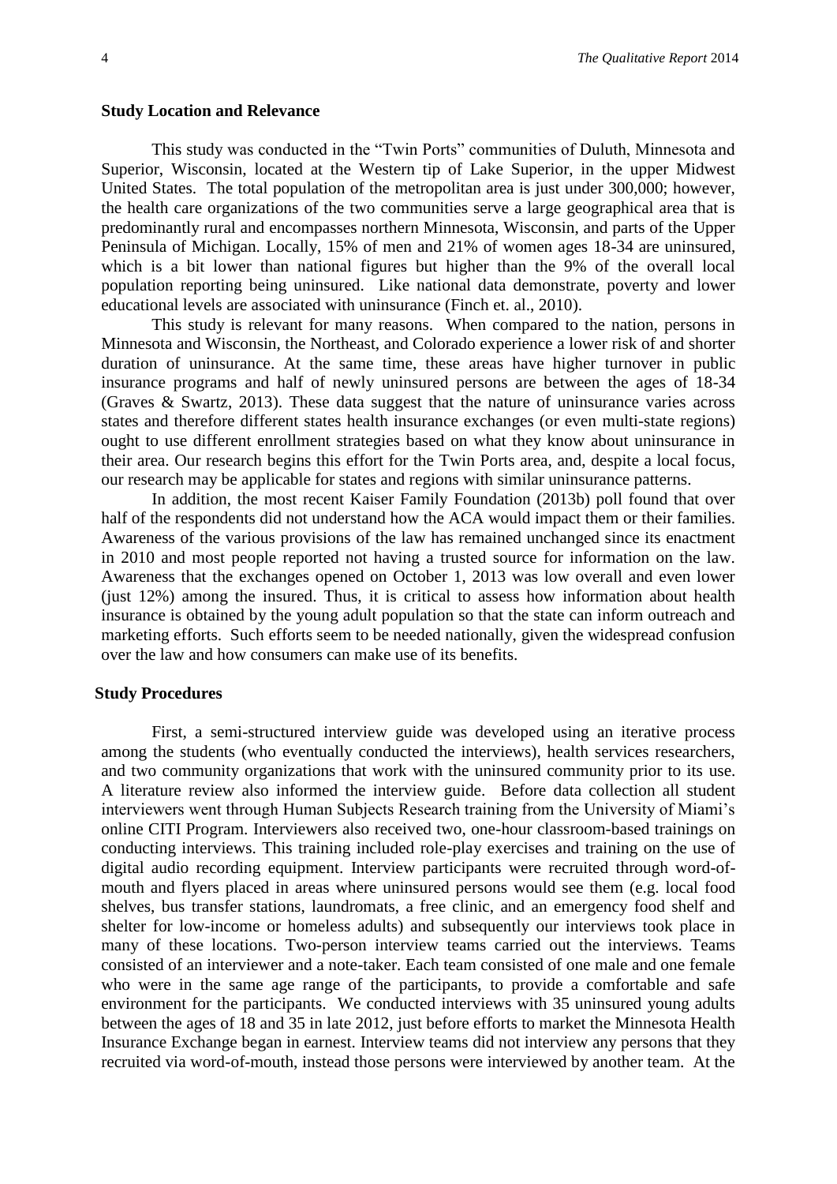### Study Location and Relevance

This study was conducted in the "Twin Ports" communities of Duluth, Minnesota and Superior, Wisconsin, located at the Western tip of Lake Superior, in the upper Midwest United States. The total population of the metropolitan area is just under 300,000; however, the health care organizations of the two communities serve a large geographical area that is predominantly rural and encompasses northern Minnesota, Wisconsin, and parts of the Upper Peninsula of Michigan. Locally, 15% of men and 21% of women ages 18-34 are uninsured, which is a bit lower than national figures but higher than the 9% of the overall local population reporting being uninsured. Like national data demonstrate, poverty and lower educational levels are associated with uninsurance (Finch et. al., 2010).

This study is relevant for many reasons. When compared to the nation, persons in Minnesota and Wisconsin, the Northeast, and Colorado experience a lower risk of and shorter duration of uninsurance. At the same time, these areas have higher turnover in public insurance programs and half of newly uninsured persons are between the ages of 18-34 (Graves & Swartz, 2013). These data suggest that the nature of uninsurance varies across states and therefore different states health insurance exchanges (or even multi-state regions) ought to use different enrollment strategies based on what they know about uninsurance in their area. Our research begins this effort for the Twin Ports area, and, despite a local focus, our research may be applicable for states and regions with similar uninsurance patterns.

In addition, the most recent Kaiser Family Foundation (2013b) poll found that over half of the respondents did not understand how the ACA would impact them or their families. Awareness of the various provisions of the law has remained unchanged since its enactment in 2010 and most people reported not having a trusted source for information on the law. Awareness that the exchanges opened on October 1, 2013 was low overall and even lower (just 12%) among the insured. Thus, it is critical to assess how information about health insurance is obtained by the young adult population so that the state can inform outreach and marketing efforts. Such efforts seem to be needed nationally, given the widespread confusion over the law and how consumers can make use of its benefits.

### Study Procedures

First, a semi-structured interview guide was developed using an iterative process among the students (who eventually conducted the interviews), health services researchers, and two community organizations that work with the uninsured community prior to its use. A literature review also informed the interview guide. Before data collection all student interviewers went through Human Subjects Research training from the University of Miami's online CITI Program. Interviewers also received two, one-hour classroom-based trainings on conducting interviews. This training included role-play exercises and training on the use of digital audio recording equipment. Interview participants were recruited through word-of-mouth and flyers placed in areas where uninsured persons would see them (e.g. local food shelves, bus transfer stations, laundromats, a free clinic, and an emergency food shelf and shelter for low-income or homeless adults) and subsequently our interviews took place in many of these locations. Two-person interview teams carried out the interviews. Teams consisted of an interviewer and a note-taker. Each team consisted of one male and one female who were in the same age range of the participants, to provide a comfortable and safe environment for the participants. We conducted interviews with 35 uninsured young adults between the ages of 18 and 35 in late 2012, just before efforts to market the Minnesota Health Insurance Exchange began in earnest. Interview teams did not interview any persons that they recruited via word-of-mouth, instead those persons were interviewed by another team. At the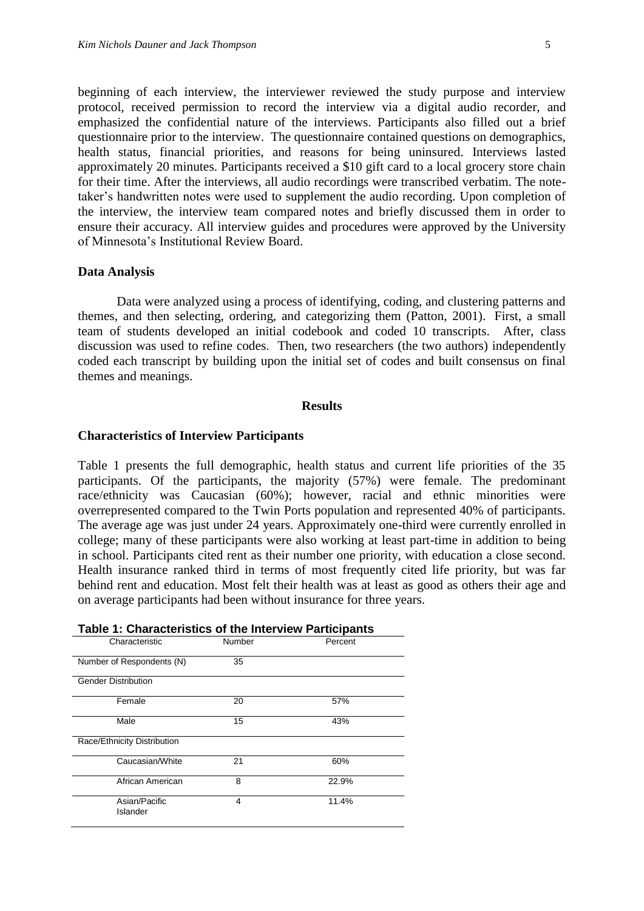beginning of each interview, the interviewer reviewed the study purpose and interview protocol, received permission to record the interview via a digital audio recorder, and emphasized the confidential nature of the interviews. Participants also filled out a brief questionnaire prior to the interview. The questionnaire contained questions on demographics, health status, financial priorities, and reasons for being uninsured. Interviews lasted approximately 20 minutes. Participants received a $10 gift card to a local grocery store chain for their time. After the interviews, all audio recordings were transcribed verbatim. The note-taker's handwritten notes were used to supplement the audio recording. Upon completion of the interview, the interview team compared notes and briefly discussed them in order to ensure their accuracy. All interview guides and procedures were approved by the University of Minnesota's Institutional Review Board.

**Data Analysis**

Data were analyzed using a process of identifying, coding, and clustering patterns and themes, and then selecting, ordering, and categorizing them (Patton, 2001). First, a small team of students developed an initial codebook and coded 10 transcripts. After, class discussion was used to refine codes. Then, two researchers (the two authors) independently coded each transcript by building upon the initial set of codes and built consensus on final themes and meanings.

## Results

**Characteristics of Interview Participants**

Table 1 presents the full demographic, health status and current life priorities of the 35 participants. Of the participants, the majority (57%) were female. The predominant race/ethnicity was Caucasian (60%); however, racial and ethnic minorities were overrepresented compared to the Twin Ports population and represented 40% of participants. The average age was just under 24 years. Approximately one-third were currently enrolled in college; many of these participants were also working at least part-time in addition to being in school. Participants cited rent as their number one priority, with education a close second. Health insurance ranked third in terms of most frequently cited life priority, but was far behind rent and education. Most felt their health was at least as good as others their age and on average participants had been without insurance for three years.

**Table 1: Characteristics of the Interview Participants**

| Characteristic | Number | Percent |
|---|---|---|
| Number of Respondents (N) | 35 | |
| Gender Distribution | | |
| Female | 20 | 57% |
| Male | 15 | 43% |
| Race/Ethnicity Distribution | | |
| Caucasian/White | 21 | 60% |
| African American | 8 | 22.9% |
| Asian/Pacific Islander | 4 | 11.4% |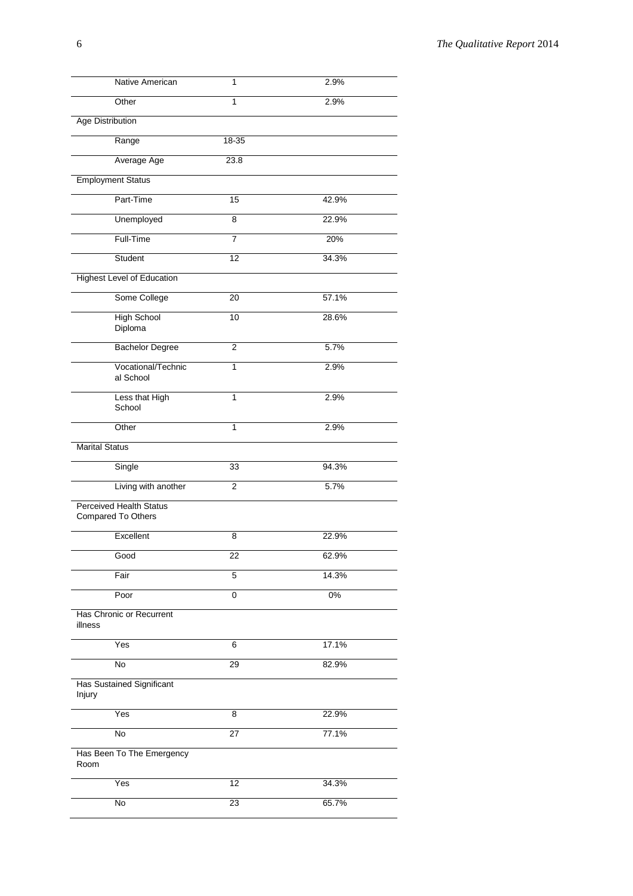| | | |
|---|---|---|
| Native American | 1 | 2.9% |
| Other | 1 | 2.9% |
| Age Distribution | | |
| Range | 18-35 | |
| Average Age | 23.8 | |
| Employment Status | | |
| Part-Time | 15 | 42.9% |
| Unemployed | 8 | 22.9% |
| Full-Time | 7 | 20% |
| Student | 12 | 34.3% |
| Highest Level of Education | | |
| Some College | 20 | 57.1% |
| High School Diploma | 10 | 28.6% |
| Bachelor Degree | 2 | 5.7% |
| Vocational/Technical School | 1 | 2.9% |
| Less that High School | 1 | 2.9% |
| Other | 1 | 2.9% |
| Marital Status | | |
| Single | 33 | 94.3% |
| Living with another | 2 | 5.7% |
| Perceived Health Status Compared To Others | | |
| Excellent | 8 | 22.9% |
| Good | 22 | 62.9% |
| Fair | 5 | 14.3% |
| Poor | 0 | 0% |
| Has Chronic or Recurrent illness | | |
| Yes | 6 | 17.1% |
| No | 29 | 82.9% |
| Has Sustained Significant Injury | | |
| Yes | 8 | 22.9% |
| No | 27 | 77.1% |
| Has Been To The Emergency Room | | |
| Yes | 12 | 34.3% |
| No | 23 | 65.7% |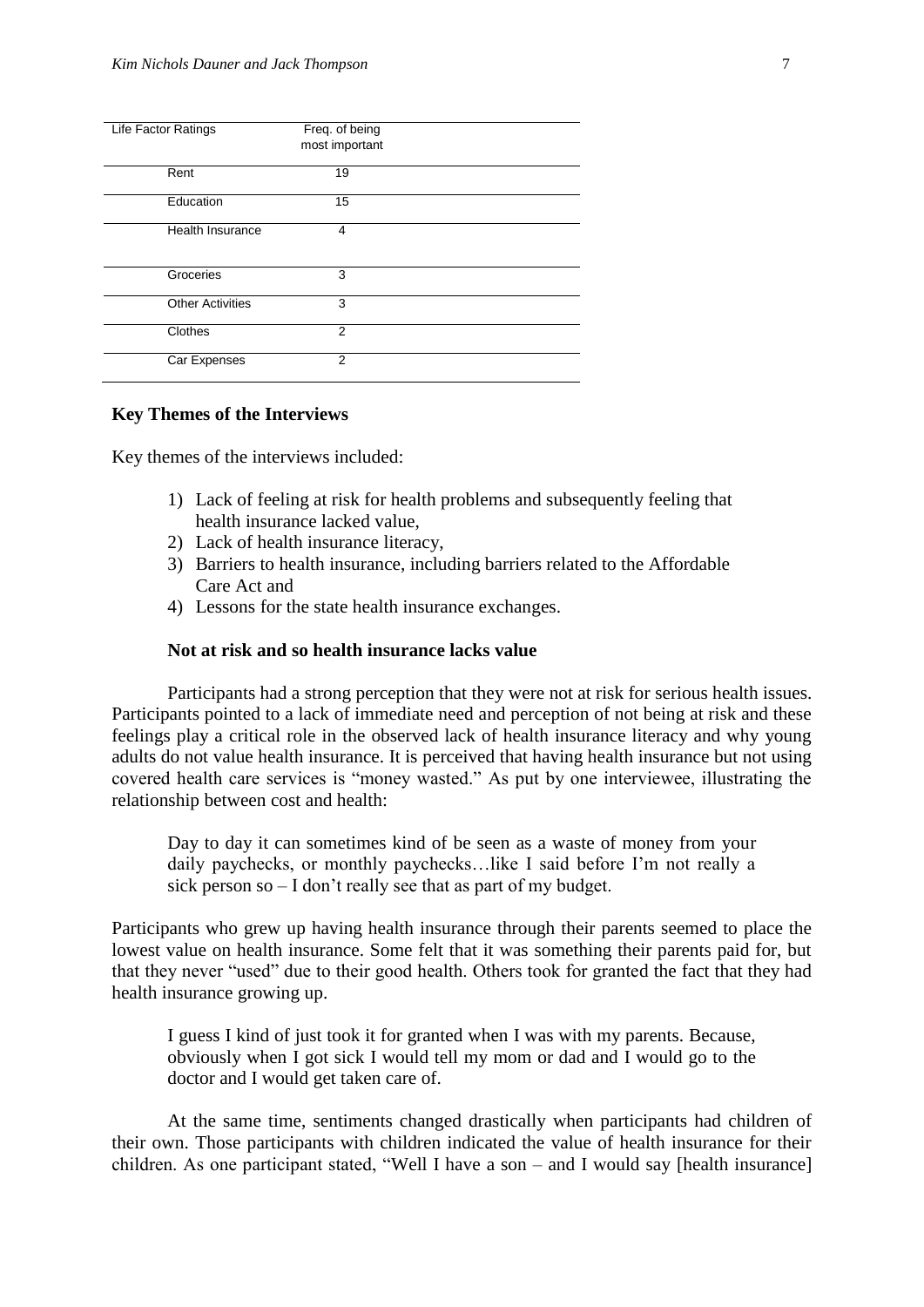| Life Factor Ratings | Freq. of being most important |
| --- | --- |
| Rent | 19 |
| Education | 15 |
| Health Insurance | 4 |
| Groceries | 3 |
| Other Activities | 3 |
| Clothes | 2 |
| Car Expenses | 2 |

## Key Themes of the Interviews

Key themes of the interviews included:

1) Lack of feeling at risk for health problems and subsequently feeling that health insurance lacked value,
2) Lack of health insurance literacy,
3) Barriers to health insurance, including barriers related to the Affordable Care Act and
4) Lessons for the state health insurance exchanges.

### Not at risk and so health insurance lacks value

Participants had a strong perception that they were not at risk for serious health issues. Participants pointed to a lack of immediate need and perception of not being at risk and these feelings play a critical role in the observed lack of health insurance literacy and why young adults do not value health insurance. It is perceived that having health insurance but not using covered health care services is "money wasted." As put by one interviewee, illustrating the relationship between cost and health:

> Day to day it can sometimes kind of be seen as a waste of money from your daily paychecks, or monthly paychecks…like I said before I'm not really a sick person so – I don't really see that as part of my budget.

Participants who grew up having health insurance through their parents seemed to place the lowest value on health insurance. Some felt that it was something their parents paid for, but that they never "used" due to their good health. Others took for granted the fact that they had health insurance growing up.

> I guess I kind of just took it for granted when I was with my parents. Because, obviously when I got sick I would tell my mom or dad and I would go to the doctor and I would get taken care of.

At the same time, sentiments changed drastically when participants had children of their own. Those participants with children indicated the value of health insurance for their children. As one participant stated, "Well I have a son – and I would say [health insurance]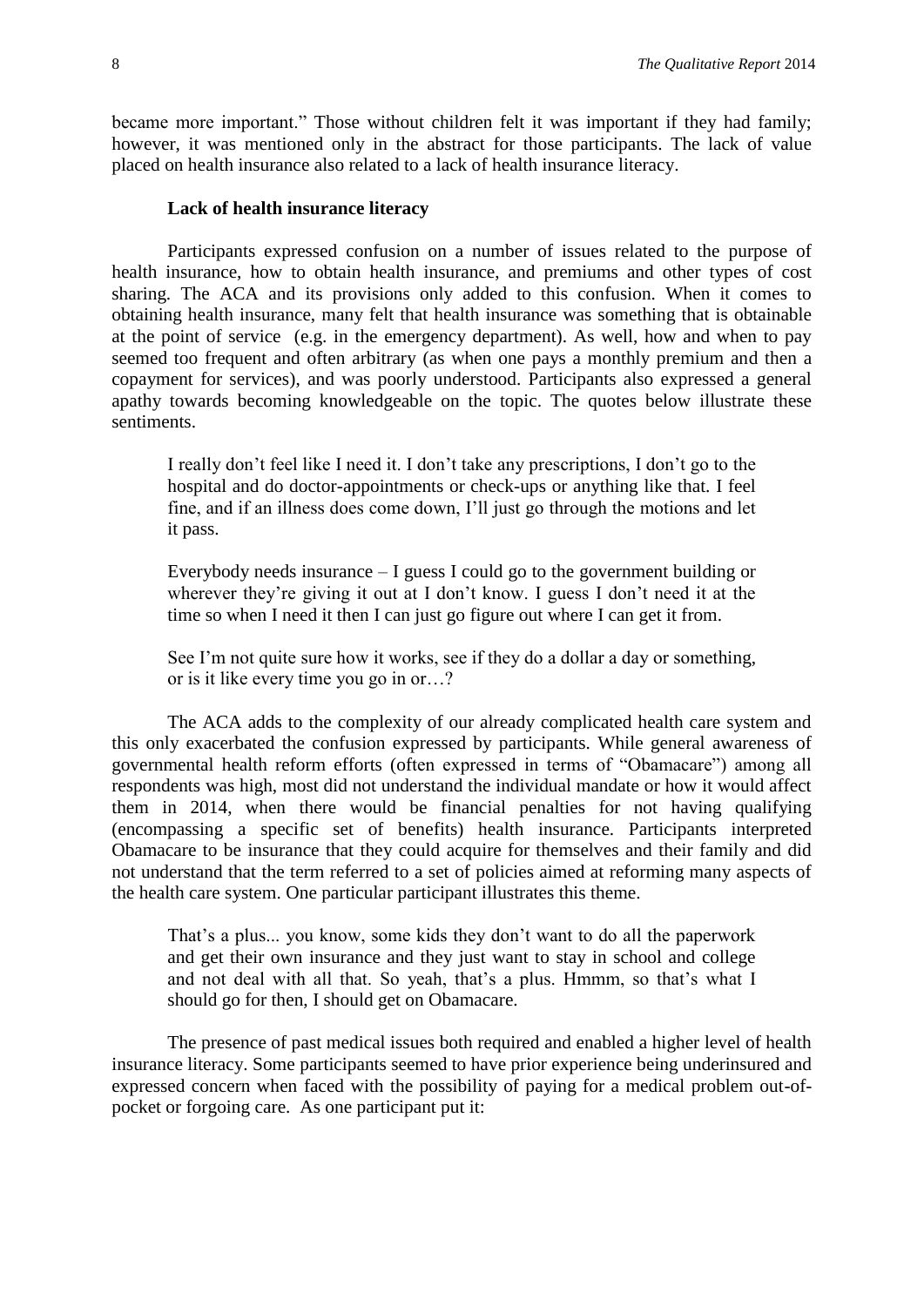became more important." Those without children felt it was important if they had family; however, it was mentioned only in the abstract for those participants. The lack of value placed on health insurance also related to a lack of health insurance literacy.

### Lack of health insurance literacy

Participants expressed confusion on a number of issues related to the purpose of health insurance, how to obtain health insurance, and premiums and other types of cost sharing. The ACA and its provisions only added to this confusion. When it comes to obtaining health insurance, many felt that health insurance was something that is obtainable at the point of service (e.g. in the emergency department). As well, how and when to pay seemed too frequent and often arbitrary (as when one pays a monthly premium and then a copayment for services), and was poorly understood. Participants also expressed a general apathy towards becoming knowledgeable on the topic. The quotes below illustrate these sentiments.

> I really don't feel like I need it. I don't take any prescriptions, I don't go to the hospital and do doctor-appointments or check-ups or anything like that. I feel fine, and if an illness does come down, I'll just go through the motions and let it pass.
>
> Everybody needs insurance – I guess I could go to the government building or wherever they're giving it out at I don't know. I guess I don't need it at the time so when I need it then I can just go figure out where I can get it from.
>
> See I'm not quite sure how it works, see if they do a dollar a day or something, or is it like every time you go in or…?

The ACA adds to the complexity of our already complicated health care system and this only exacerbated the confusion expressed by participants. While general awareness of governmental health reform efforts (often expressed in terms of "Obamacare") among all respondents was high, most did not understand the individual mandate or how it would affect them in 2014, when there would be financial penalties for not having qualifying (encompassing a specific set of benefits) health insurance. Participants interpreted Obamacare to be insurance that they could acquire for themselves and their family and did not understand that the term referred to a set of policies aimed at reforming many aspects of the health care system. One particular participant illustrates this theme.

> That's a plus... you know, some kids they don't want to do all the paperwork and get their own insurance and they just want to stay in school and college and not deal with all that. So yeah, that's a plus. Hmmm, so that's what I should go for then, I should get on Obamacare.

The presence of past medical issues both required and enabled a higher level of health insurance literacy. Some participants seemed to have prior experience being underinsured and expressed concern when faced with the possibility of paying for a medical problem out-of-pocket or forgoing care. As one participant put it: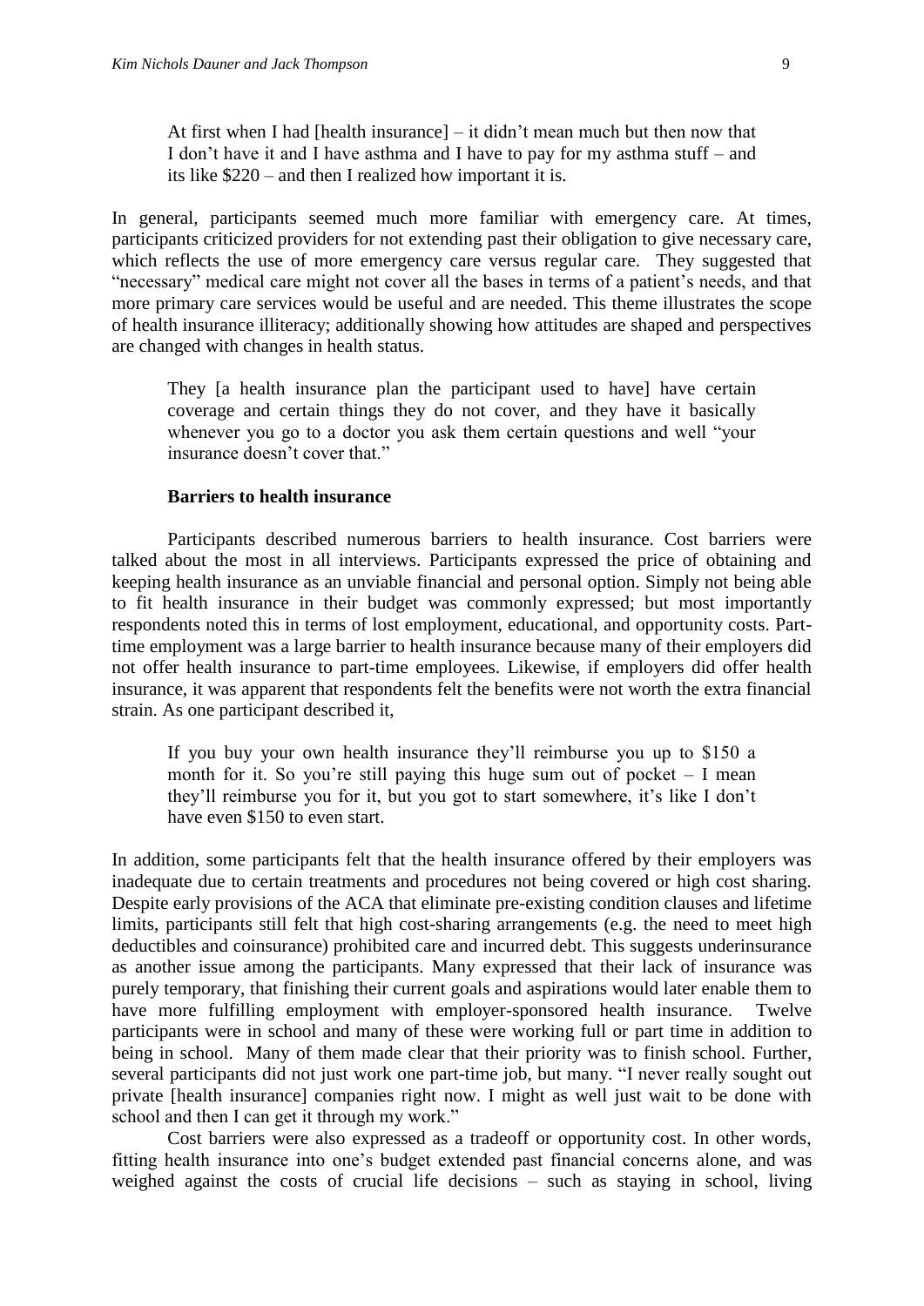> At first when I had [health insurance] – it didn't mean much but then now that I don't have it and I have asthma and I have to pay for my asthma stuff – and its like $220 – and then I realized how important it is.

In general, participants seemed much more familiar with emergency care. At times, participants criticized providers for not extending past their obligation to give necessary care, which reflects the use of more emergency care versus regular care. They suggested that "necessary" medical care might not cover all the bases in terms of a patient's needs, and that more primary care services would be useful and are needed. This theme illustrates the scope of health insurance illiteracy; additionally showing how attitudes are shaped and perspectives are changed with changes in health status.

> They [a health insurance plan the participant used to have] have certain coverage and certain things they do not cover, and they have it basically whenever you go to a doctor you ask them certain questions and well "your insurance doesn't cover that."

### Barriers to health insurance

Participants described numerous barriers to health insurance. Cost barriers were talked about the most in all interviews. Participants expressed the price of obtaining and keeping health insurance as an unviable financial and personal option. Simply not being able to fit health insurance in their budget was commonly expressed; but most importantly respondents noted this in terms of lost employment, educational, and opportunity costs. Part-time employment was a large barrier to health insurance because many of their employers did not offer health insurance to part-time employees. Likewise, if employers did offer health insurance, it was apparent that respondents felt the benefits were not worth the extra financial strain. As one participant described it,

> If you buy your own health insurance they'll reimburse you up to $150 a month for it. So you're still paying this huge sum out of pocket – I mean they'll reimburse you for it, but you got to start somewhere, it's like I don't have even $150 to even start.

In addition, some participants felt that the health insurance offered by their employers was inadequate due to certain treatments and procedures not being covered or high cost sharing. Despite early provisions of the ACA that eliminate pre-existing condition clauses and lifetime limits, participants still felt that high cost-sharing arrangements (e.g. the need to meet high deductibles and coinsurance) prohibited care and incurred debt. This suggests underinsurance as another issue among the participants. Many expressed that their lack of insurance was purely temporary, that finishing their current goals and aspirations would later enable them to have more fulfilling employment with employer-sponsored health insurance. Twelve participants were in school and many of these were working full or part time in addition to being in school. Many of them made clear that their priority was to finish school. Further, several participants did not just work one part-time job, but many. "I never really sought out private [health insurance] companies right now. I might as well just wait to be done with school and then I can get it through my work."

Cost barriers were also expressed as a tradeoff or opportunity cost. In other words, fitting health insurance into one's budget extended past financial concerns alone, and was weighed against the costs of crucial life decisions – such as staying in school, living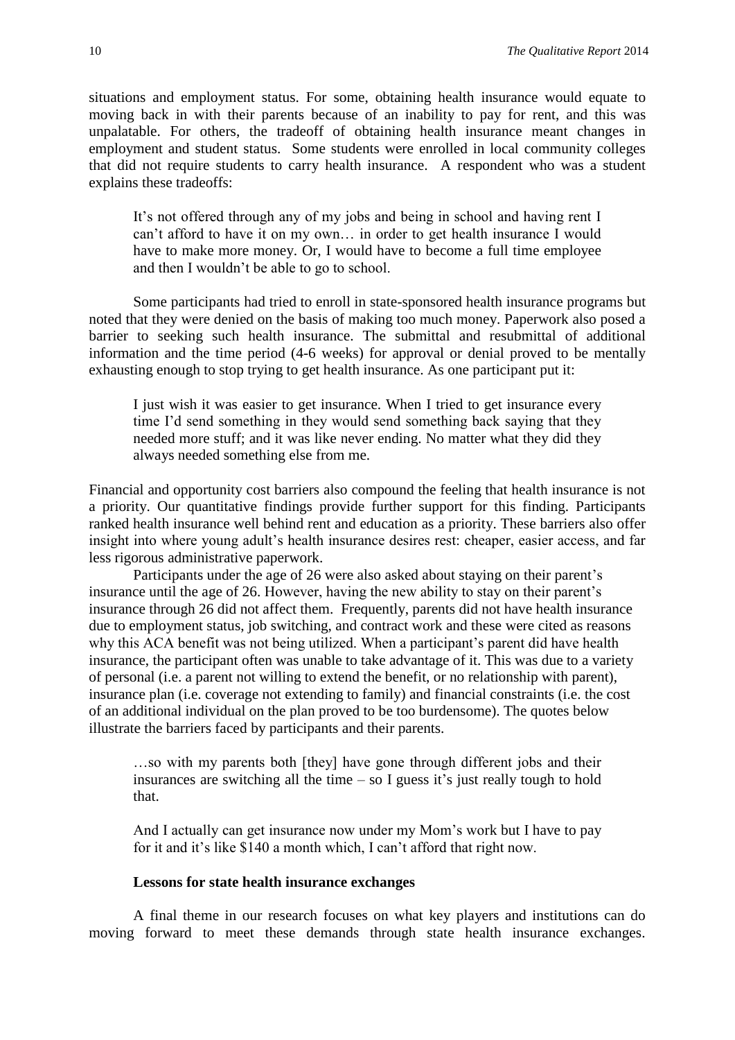situations and employment status. For some, obtaining health insurance would equate to moving back in with their parents because of an inability to pay for rent, and this was unpalatable. For others, the tradeoff of obtaining health insurance meant changes in employment and student status. Some students were enrolled in local community colleges that did not require students to carry health insurance. A respondent who was a student explains these tradeoffs:

> It's not offered through any of my jobs and being in school and having rent I can't afford to have it on my own… in order to get health insurance I would have to make more money. Or, I would have to become a full time employee and then I wouldn't be able to go to school.

Some participants had tried to enroll in state-sponsored health insurance programs but noted that they were denied on the basis of making too much money. Paperwork also posed a barrier to seeking such health insurance. The submittal and resubmittal of additional information and the time period (4-6 weeks) for approval or denial proved to be mentally exhausting enough to stop trying to get health insurance. As one participant put it:

> I just wish it was easier to get insurance. When I tried to get insurance every time I'd send something in they would send something back saying that they needed more stuff; and it was like never ending. No matter what they did they always needed something else from me.

Financial and opportunity cost barriers also compound the feeling that health insurance is not a priority. Our quantitative findings provide further support for this finding. Participants ranked health insurance well behind rent and education as a priority. These barriers also offer insight into where young adult's health insurance desires rest: cheaper, easier access, and far less rigorous administrative paperwork.

Participants under the age of 26 were also asked about staying on their parent's insurance until the age of 26. However, having the new ability to stay on their parent's insurance through 26 did not affect them. Frequently, parents did not have health insurance due to employment status, job switching, and contract work and these were cited as reasons why this ACA benefit was not being utilized. When a participant's parent did have health insurance, the participant often was unable to take advantage of it. This was due to a variety of personal (i.e. a parent not willing to extend the benefit, or no relationship with parent), insurance plan (i.e. coverage not extending to family) and financial constraints (i.e. the cost of an additional individual on the plan proved to be too burdensome). The quotes below illustrate the barriers faced by participants and their parents.

> …so with my parents both [they] have gone through different jobs and their insurances are switching all the time – so I guess it's just really tough to hold that.

> And I actually can get insurance now under my Mom's work but I have to pay for it and it's like $140 a month which, I can't afford that right now.

### Lessons for state health insurance exchanges

A final theme in our research focuses on what key players and institutions can do moving forward to meet these demands through state health insurance exchanges.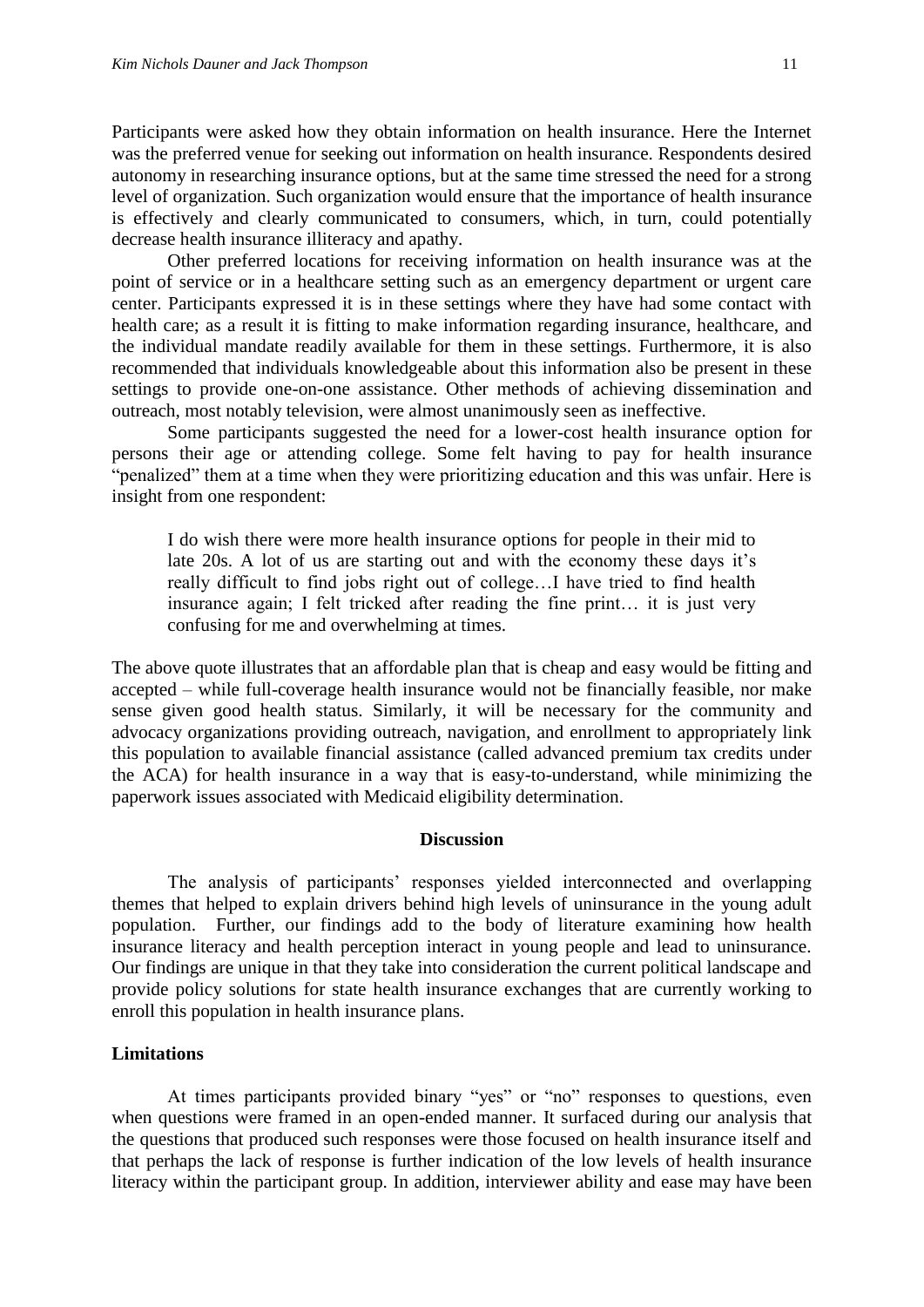Participants were asked how they obtain information on health insurance. Here the Internet was the preferred venue for seeking out information on health insurance. Respondents desired autonomy in researching insurance options, but at the same time stressed the need for a strong level of organization. Such organization would ensure that the importance of health insurance is effectively and clearly communicated to consumers, which, in turn, could potentially decrease health insurance illiteracy and apathy.

Other preferred locations for receiving information on health insurance was at the point of service or in a healthcare setting such as an emergency department or urgent care center. Participants expressed it is in these settings where they have had some contact with health care; as a result it is fitting to make information regarding insurance, healthcare, and the individual mandate readily available for them in these settings. Furthermore, it is also recommended that individuals knowledgeable about this information also be present in these settings to provide one-on-one assistance. Other methods of achieving dissemination and outreach, most notably television, were almost unanimously seen as ineffective.

Some participants suggested the need for a lower-cost health insurance option for persons their age or attending college. Some felt having to pay for health insurance "penalized" them at a time when they were prioritizing education and this was unfair. Here is insight from one respondent:

> I do wish there were more health insurance options for people in their mid to late 20s. A lot of us are starting out and with the economy these days it's really difficult to find jobs right out of college…I have tried to find health insurance again; I felt tricked after reading the fine print… it is just very confusing for me and overwhelming at times.

The above quote illustrates that an affordable plan that is cheap and easy would be fitting and accepted – while full-coverage health insurance would not be financially feasible, nor make sense given good health status. Similarly, it will be necessary for the community and advocacy organizations providing outreach, navigation, and enrollment to appropriately link this population to available financial assistance (called advanced premium tax credits under the ACA) for health insurance in a way that is easy-to-understand, while minimizing the paperwork issues associated with Medicaid eligibility determination.

## Discussion

The analysis of participants' responses yielded interconnected and overlapping themes that helped to explain drivers behind high levels of uninsurance in the young adult population. Further, our findings add to the body of literature examining how health insurance literacy and health perception interact in young people and lead to uninsurance. Our findings are unique in that they take into consideration the current political landscape and provide policy solutions for state health insurance exchanges that are currently working to enroll this population in health insurance plans.

### Limitations

At times participants provided binary "yes" or "no" responses to questions, even when questions were framed in an open-ended manner. It surfaced during our analysis that the questions that produced such responses were those focused on health insurance itself and that perhaps the lack of response is further indication of the low levels of health insurance literacy within the participant group. In addition, interviewer ability and ease may have been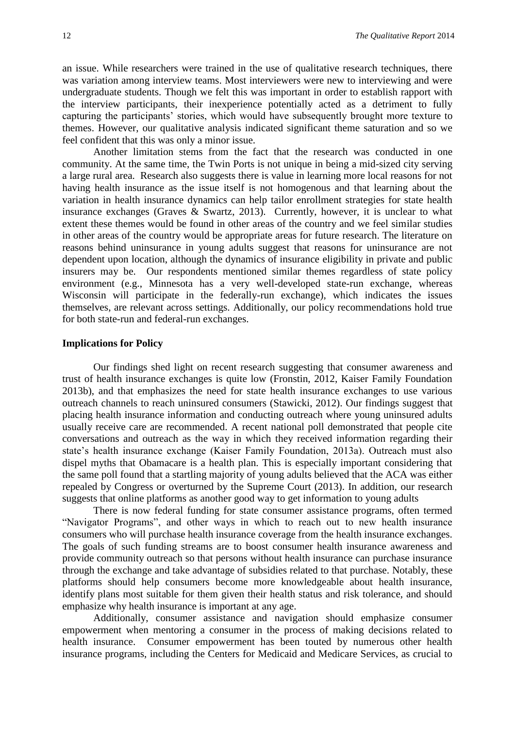an issue. While researchers were trained in the use of qualitative research techniques, there was variation among interview teams. Most interviewers were new to interviewing and were undergraduate students. Though we felt this was important in order to establish rapport with the interview participants, their inexperience potentially acted as a detriment to fully capturing the participants' stories, which would have subsequently brought more texture to themes. However, our qualitative analysis indicated significant theme saturation and so we feel confident that this was only a minor issue.

Another limitation stems from the fact that the research was conducted in one community. At the same time, the Twin Ports is not unique in being a mid-sized city serving a large rural area. Research also suggests there is value in learning more local reasons for not having health insurance as the issue itself is not homogenous and that learning about the variation in health insurance dynamics can help tailor enrollment strategies for state health insurance exchanges (Graves & Swartz, 2013). Currently, however, it is unclear to what extent these themes would be found in other areas of the country and we feel similar studies in other areas of the country would be appropriate areas for future research. The literature on reasons behind uninsurance in young adults suggest that reasons for uninsurance are not dependent upon location, although the dynamics of insurance eligibility in private and public insurers may be. Our respondents mentioned similar themes regardless of state policy environment (e.g., Minnesota has a very well-developed state-run exchange, whereas Wisconsin will participate in the federally-run exchange), which indicates the issues themselves, are relevant across settings. Additionally, our policy recommendations hold true for both state-run and federal-run exchanges.

**Implications for Policy**

Our findings shed light on recent research suggesting that consumer awareness and trust of health insurance exchanges is quite low (Fronstin, 2012, Kaiser Family Foundation 2013b), and that emphasizes the need for state health insurance exchanges to use various outreach channels to reach uninsured consumers (Stawicki, 2012). Our findings suggest that placing health insurance information and conducting outreach where young uninsured adults usually receive care are recommended. A recent national poll demonstrated that people cite conversations and outreach as the way in which they received information regarding their state's health insurance exchange (Kaiser Family Foundation, 2013a). Outreach must also dispel myths that Obamacare is a health plan. This is especially important considering that the same poll found that a startling majority of young adults believed that the ACA was either repealed by Congress or overturned by the Supreme Court (2013). In addition, our research suggests that online platforms as another good way to get information to young adults

There is now federal funding for state consumer assistance programs, often termed "Navigator Programs", and other ways in which to reach out to new health insurance consumers who will purchase health insurance coverage from the health insurance exchanges. The goals of such funding streams are to boost consumer health insurance awareness and provide community outreach so that persons without health insurance can purchase insurance through the exchange and take advantage of subsidies related to that purchase. Notably, these platforms should help consumers become more knowledgeable about health insurance, identify plans most suitable for them given their health status and risk tolerance, and should emphasize why health insurance is important at any age.

Additionally, consumer assistance and navigation should emphasize consumer empowerment when mentoring a consumer in the process of making decisions related to health insurance. Consumer empowerment has been touted by numerous other health insurance programs, including the Centers for Medicaid and Medicare Services, as crucial to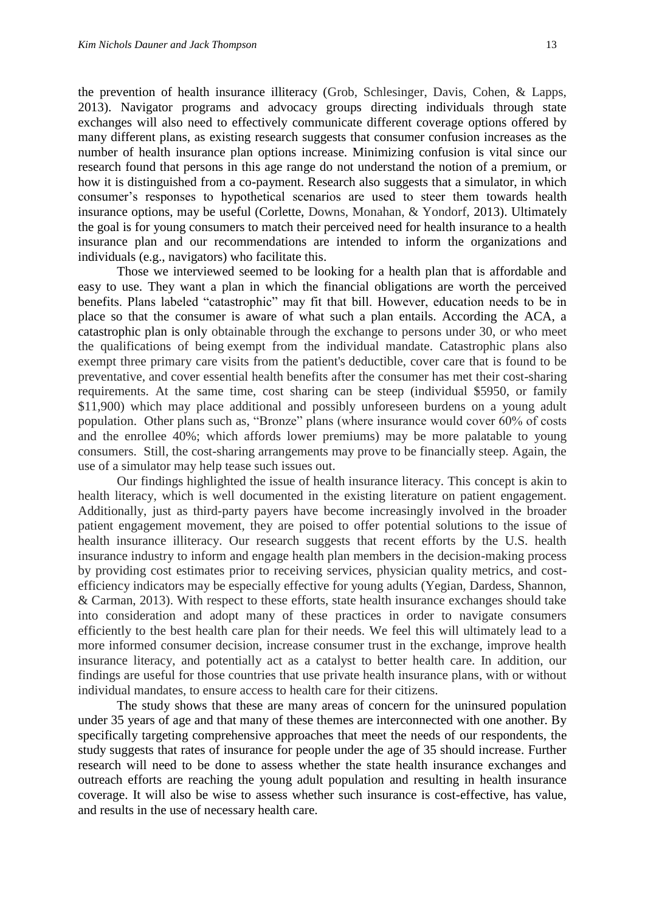the prevention of health insurance illiteracy (Grob, Schlesinger, Davis, Cohen, & Lapps, 2013). Navigator programs and advocacy groups directing individuals through state exchanges will also need to effectively communicate different coverage options offered by many different plans, as existing research suggests that consumer confusion increases as the number of health insurance plan options increase. Minimizing confusion is vital since our research found that persons in this age range do not understand the notion of a premium, or how it is distinguished from a co-payment. Research also suggests that a simulator, in which consumer's responses to hypothetical scenarios are used to steer them towards health insurance options, may be useful (Corlette, Downs, Monahan, & Yondorf, 2013). Ultimately the goal is for young consumers to match their perceived need for health insurance to a health insurance plan and our recommendations are intended to inform the organizations and individuals (e.g., navigators) who facilitate this.

Those we interviewed seemed to be looking for a health plan that is affordable and easy to use. They want a plan in which the financial obligations are worth the perceived benefits. Plans labeled "catastrophic" may fit that bill. However, education needs to be in place so that the consumer is aware of what such a plan entails. According the ACA, a catastrophic plan is only obtainable through the exchange to persons under 30, or who meet the qualifications of being exempt from the individual mandate. Catastrophic plans also exempt three primary care visits from the patient's deductible, cover care that is found to be preventative, and cover essential health benefits after the consumer has met their cost-sharing requirements. At the same time, cost sharing can be steep (individual \$5950, or family \$11,900) which may place additional and possibly unforeseen burdens on a young adult population. Other plans such as, "Bronze" plans (where insurance would cover 60% of costs and the enrollee 40%; which affords lower premiums) may be more palatable to young consumers. Still, the cost-sharing arrangements may prove to be financially steep. Again, the use of a simulator may help tease such issues out.

Our findings highlighted the issue of health insurance literacy. This concept is akin to health literacy, which is well documented in the existing literature on patient engagement. Additionally, just as third-party payers have become increasingly involved in the broader patient engagement movement, they are poised to offer potential solutions to the issue of health insurance illiteracy. Our research suggests that recent efforts by the U.S. health insurance industry to inform and engage health plan members in the decision-making process by providing cost estimates prior to receiving services, physician quality metrics, and cost-efficiency indicators may be especially effective for young adults (Yegian, Dardess, Shannon, & Carman, 2013). With respect to these efforts, state health insurance exchanges should take into consideration and adopt many of these practices in order to navigate consumers efficiently to the best health care plan for their needs. We feel this will ultimately lead to a more informed consumer decision, increase consumer trust in the exchange, improve health insurance literacy, and potentially act as a catalyst to better health care. In addition, our findings are useful for those countries that use private health insurance plans, with or without individual mandates, to ensure access to health care for their citizens.

The study shows that these are many areas of concern for the uninsured population under 35 years of age and that many of these themes are interconnected with one another. By specifically targeting comprehensive approaches that meet the needs of our respondents, the study suggests that rates of insurance for people under the age of 35 should increase. Further research will need to be done to assess whether the state health insurance exchanges and outreach efforts are reaching the young adult population and resulting in health insurance coverage. It will also be wise to assess whether such insurance is cost-effective, has value, and results in the use of necessary health care.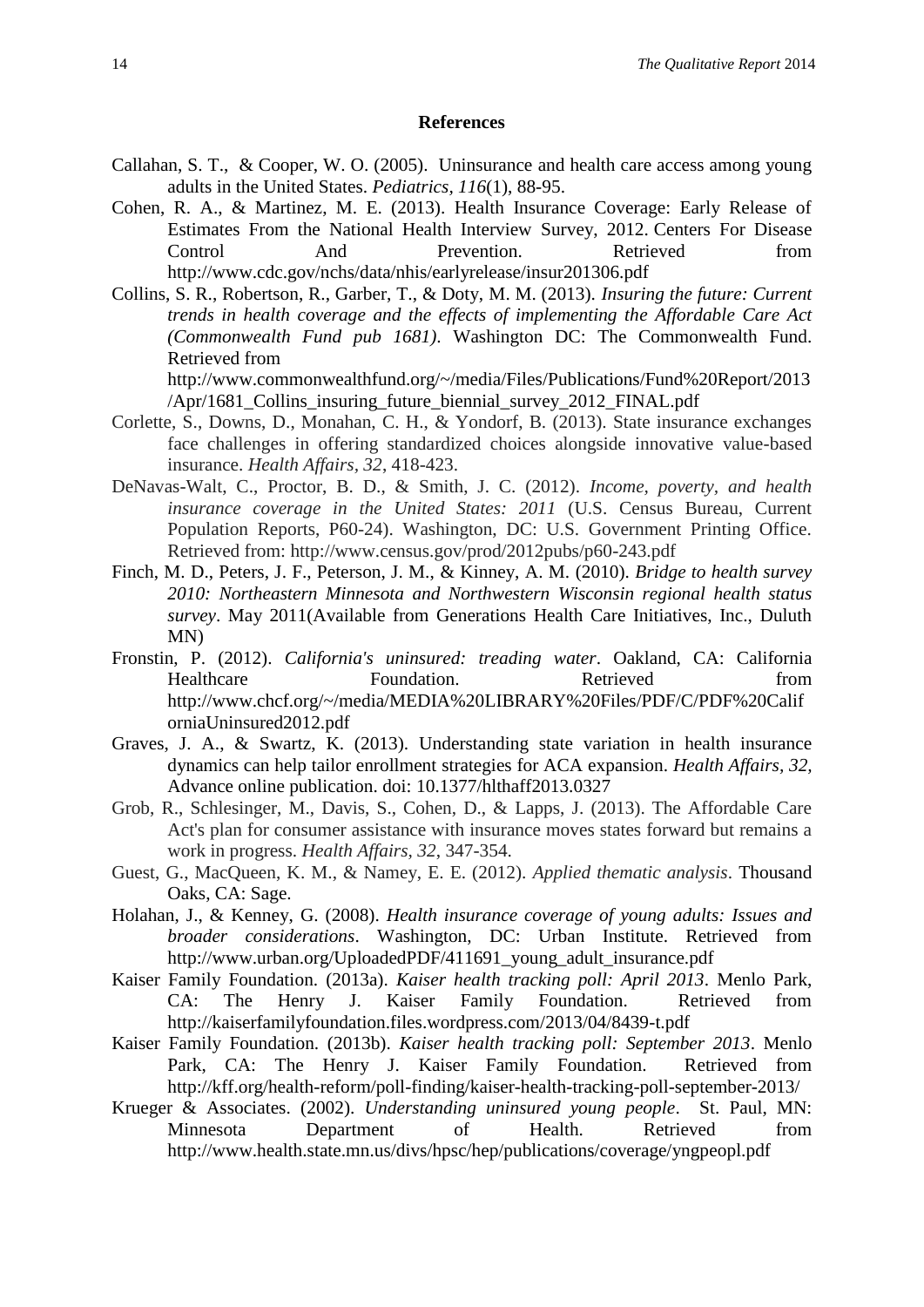## References

Callahan, S. T., & Cooper, W. O. (2005). Uninsurance and health care access among young adults in the United States. *Pediatrics, 116*(1), 88-95.

Cohen, R. A., & Martinez, M. E. (2013). Health Insurance Coverage: Early Release of Estimates From the National Health Interview Survey, 2012. Centers For Disease Control And Prevention. Retrieved from http://www.cdc.gov/nchs/data/nhis/earlyrelease/insur201306.pdf

Collins, S. R., Robertson, R., Garber, T., & Doty, M. M. (2013). *Insuring the future: Current trends in health coverage and the effects of implementing the Affordable Care Act (Commonwealth Fund pub 1681)*. Washington DC: The Commonwealth Fund. Retrieved from http://www.commonwealthfund.org/~/media/Files/Publications/Fund%20Report/2013/Apr/1681_Collins_insuring_future_biennial_survey_2012_FINAL.pdf

Corlette, S., Downs, D., Monahan, C. H., & Yondorf, B. (2013). State insurance exchanges face challenges in offering standardized choices alongside innovative value-based insurance. *Health Affairs, 32*, 418-423.

DeNavas-Walt, C., Proctor, B. D., & Smith, J. C. (2012). *Income, poverty, and health insurance coverage in the United States: 2011* (U.S. Census Bureau, Current Population Reports, P60-24). Washington, DC: U.S. Government Printing Office. Retrieved from: http://www.census.gov/prod/2012pubs/p60-243.pdf

Finch, M. D., Peters, J. F., Peterson, J. M., & Kinney, A. M. (2010). *Bridge to health survey 2010: Northeastern Minnesota and Northwestern Wisconsin regional health status survey*. May 2011(Available from Generations Health Care Initiatives, Inc., Duluth MN)

Fronstin, P. (2012). *California's uninsured: treading water*. Oakland, CA: California Healthcare Foundation. Retrieved from http://www.chcf.org/~/media/MEDIA%20LIBRARY%20Files/PDF/C/PDF%20CaliforniaUninsured2012.pdf

Graves, J. A., & Swartz, K. (2013). Understanding state variation in health insurance dynamics can help tailor enrollment strategies for ACA expansion. *Health Affairs, 32*, Advance online publication. doi: 10.1377/hlthaff2013.0327

Grob, R., Schlesinger, M., Davis, S., Cohen, D., & Lapps, J. (2013). The Affordable Care Act's plan for consumer assistance with insurance moves states forward but remains a work in progress. *Health Affairs, 32*, 347-354.

Guest, G., MacQueen, K. M., & Namey, E. E. (2012). *Applied thematic analysis*. Thousand Oaks, CA: Sage.

Holahan, J., & Kenney, G. (2008). *Health insurance coverage of young adults: Issues and broader considerations*. Washington, DC: Urban Institute. Retrieved from http://www.urban.org/UploadedPDF/411691_young_adult_insurance.pdf

Kaiser Family Foundation. (2013a). *Kaiser health tracking poll: April 2013*. Menlo Park, CA: The Henry J. Kaiser Family Foundation. Retrieved from http://kaiserfamilyfoundation.files.wordpress.com/2013/04/8439-t.pdf

Kaiser Family Foundation. (2013b). *Kaiser health tracking poll: September 2013*. Menlo Park, CA: The Henry J. Kaiser Family Foundation. Retrieved from http://kff.org/health-reform/poll-finding/kaiser-health-tracking-poll-september-2013/

Krueger & Associates. (2002). *Understanding uninsured young people*. St. Paul, MN: Minnesota Department of Health. Retrieved from http://www.health.state.mn.us/divs/hpsc/hep/publications/coverage/yngpeopl.pdf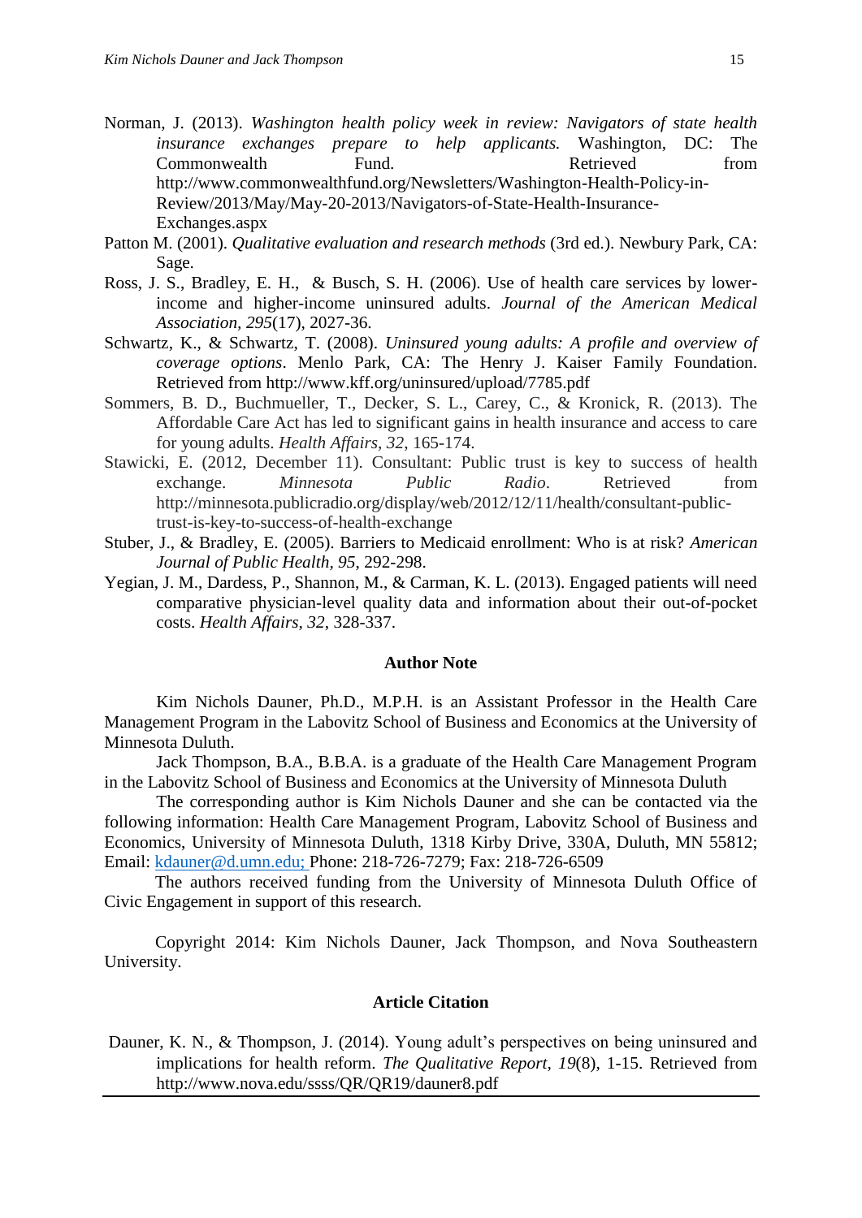Norman, J. (2013). *Washington health policy week in review: Navigators of state health insurance exchanges prepare to help applicants.* Washington, DC: The Commonwealth Fund. Retrieved from http://www.commonwealthfund.org/Newsletters/Washington-Health-Policy-in-Review/2013/May/May-20-2013/Navigators-of-State-Health-Insurance-Exchanges.aspx

Patton M. (2001). *Qualitative evaluation and research methods* (3rd ed.). Newbury Park, CA: Sage.

Ross, J. S., Bradley, E. H., & Busch, S. H. (2006). Use of health care services by lower-income and higher-income uninsured adults. *Journal of the American Medical Association, 295*(17), 2027-36.

Schwartz, K., & Schwartz, T. (2008). *Uninsured young adults: A profile and overview of coverage options*. Menlo Park, CA: The Henry J. Kaiser Family Foundation. Retrieved from http://www.kff.org/uninsured/upload/7785.pdf

Sommers, B. D., Buchmueller, T., Decker, S. L., Carey, C., & Kronick, R. (2013). The Affordable Care Act has led to significant gains in health insurance and access to care for young adults. *Health Affairs, 32*, 165-174.

Stawicki, E. (2012, December 11). Consultant: Public trust is key to success of health exchange. *Minnesota Public Radio*. Retrieved from http://minnesota.publicradio.org/display/web/2012/12/11/health/consultant-public-trust-is-key-to-success-of-health-exchange

Stuber, J., & Bradley, E. (2005). Barriers to Medicaid enrollment: Who is at risk? *American Journal of Public Health, 95*, 292-298.

Yegian, J. M., Dardess, P., Shannon, M., & Carman, K. L. (2013). Engaged patients will need comparative physician-level quality data and information about their out-of-pocket costs. *Health Affairs, 32*, 328-337.

## Author Note

Kim Nichols Dauner, Ph.D., M.P.H. is an Assistant Professor in the Health Care Management Program in the Labovitz School of Business and Economics at the University of Minnesota Duluth.

Jack Thompson, B.A., B.B.A. is a graduate of the Health Care Management Program in the Labovitz School of Business and Economics at the University of Minnesota Duluth

The corresponding author is Kim Nichols Dauner and she can be contacted via the following information: Health Care Management Program, Labovitz School of Business and Economics, University of Minnesota Duluth, 1318 Kirby Drive, 330A, Duluth, MN 55812; Email: kdauner@d.umn.edu; Phone: 218-726-7279; Fax: 218-726-6509

The authors received funding from the University of Minnesota Duluth Office of Civic Engagement in support of this research.

Copyright 2014: Kim Nichols Dauner, Jack Thompson, and Nova Southeastern University.

## Article Citation

Dauner, K. N., & Thompson, J. (2014). Young adult's perspectives on being uninsured and implications for health reform. *The Qualitative Report, 19*(8), 1-15. Retrieved from http://www.nova.edu/ssss/QR/QR19/dauner8.pdf